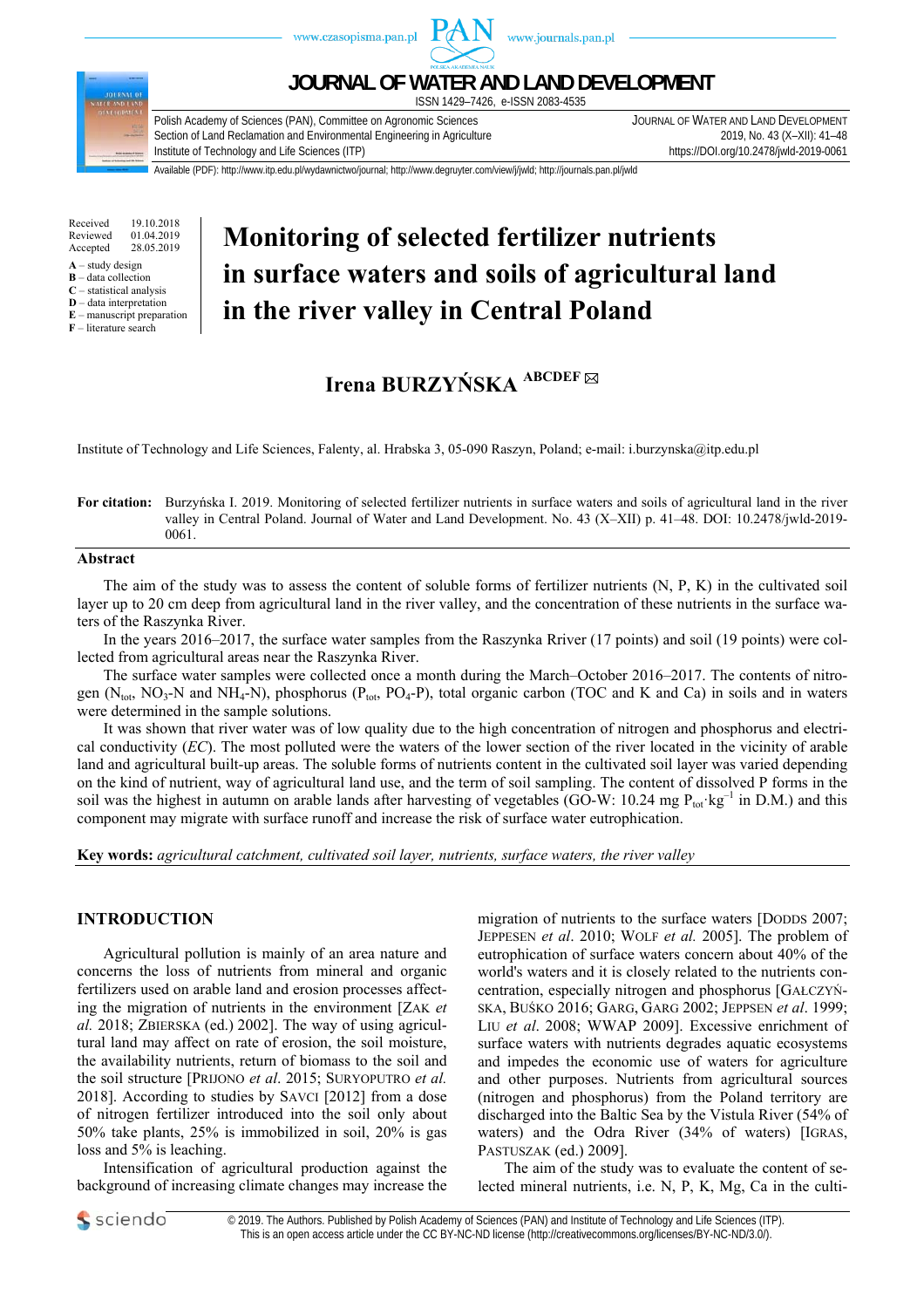# Monitoring of selected fertilizer nutrients in surface waters and soils of agricultural land in the river valley in Central Poland

Received 19.10.2018
Reviewed 01.04.2019
Accepted 28.05.2019

A – study design
B – data collection
C – statistical analysis
D – data interpretation
E – manuscript preparation
F – literature search

## Irena BURZYŃSKA ABCDEF ✉

Institute of Technology and Life Sciences, Falenty, al. Hrabska 3, 05-090 Raszyn, Poland; e-mail: i.burzynska@itp.edu.pl

**For citation:** Burzyńska I. 2019. Monitoring of selected fertilizer nutrients in surface waters and soils of agricultural land in the river valley in Central Poland. Journal of Water and Land Development. No. 43 (X–XII) p. 41–48. DOI: 10.2478/jwld-2019-0061.

## Abstract

The aim of the study was to assess the content of soluble forms of fertilizer nutrients (N, P, K) in the cultivated soil layer up to 20 cm deep from agricultural land in the river valley, and the concentration of these nutrients in the surface waters of the Raszynka River.

In the years 2016–2017, the surface water samples from the Raszynka Rriver (17 points) and soil (19 points) were collected from agricultural areas near the Raszynka River.

The surface water samples were collected once a month during the March–October 2016–2017. The contents of nitrogen ($N_{tot}$, $NO_3$-N and $NH_4$-N), phosphorus ($P_{tot}$, $PO_4$-P), total organic carbon (TOC and K and Ca) in soils and in waters were determined in the sample solutions.

It was shown that river water was of low quality due to the high concentration of nitrogen and phosphorus and electrical conductivity (*EC*). The most polluted were the waters of the lower section of the river located in the vicinity of arable land and agricultural built-up areas. The soluble forms of nutrients content in the cultivated soil layer was varied depending on the kind of nutrient, way of agricultural land use, and the term of soil sampling. The content of dissolved P forms in the soil was the highest in autumn on arable lands after harvesting of vegetables (GO-W: 10.24 mg $P_{tot} \cdot kg^{-1}$ in D.M.) and this component may migrate with surface runoff and increase the risk of surface water eutrophication.

**Key words:** *agricultural catchment, cultivated soil layer, nutrients, surface waters, the river valley*

## INTRODUCTION

Agricultural pollution is mainly of an area nature and concerns the loss of nutrients from mineral and organic fertilizers used on arable land and erosion processes affecting the migration of nutrients in the environment [ZAK *et al.* 2018; ZBIERSKA (ed.) 2002]. The way of using agricultural land may affect on rate of erosion, the soil moisture, the availability nutrients, return of biomass to the soil and the soil structure [PRIJONO *et al*. 2015; SURYOPUTRO *et al.* 2018]. According to studies by SAVCI [2012] from a dose of nitrogen fertilizer introduced into the soil only about 50% take plants, 25% is immobilized in soil, 20% is gas loss and 5% is leaching.

Intensification of agricultural production against the background of increasing climate changes may increase the migration of nutrients to the surface waters [DODDS 2007; JEPPESEN *et al*. 2010; WOLF *et al.* 2005]. The problem of eutrophication of surface waters concern about 40% of the world's waters and it is closely related to the nutrients concentration, especially nitrogen and phosphorus [GAŁCZYŃSKA, BUŚKO 2016; GARG, GARG 2002; JEPPSEN *et al*. 1999; LIU *et al*. 2008; WWAP 2009]. Excessive enrichment of surface waters with nutrients degrades aquatic ecosystems and impedes the economic use of waters for agriculture and other purposes. Nutrients from agricultural sources (nitrogen and phosphorus) from the Poland territory are discharged into the Baltic Sea by the Vistula River (54% of waters) and the Odra River (34% of waters) [IGRAS, PASTUSZAK (ed.) 2009].

The aim of the study was to evaluate the content of selected mineral nutrients, i.e. N, P, K, Mg, Ca in the culti-

© 2019. The Authors. Published by Polish Academy of Sciences (PAN) and Institute of Technology and Life Sciences (ITP). This is an open access article under the CC BY-NC-ND license (http://creativecommons.org/licenses/BY-NC-ND/3.0/).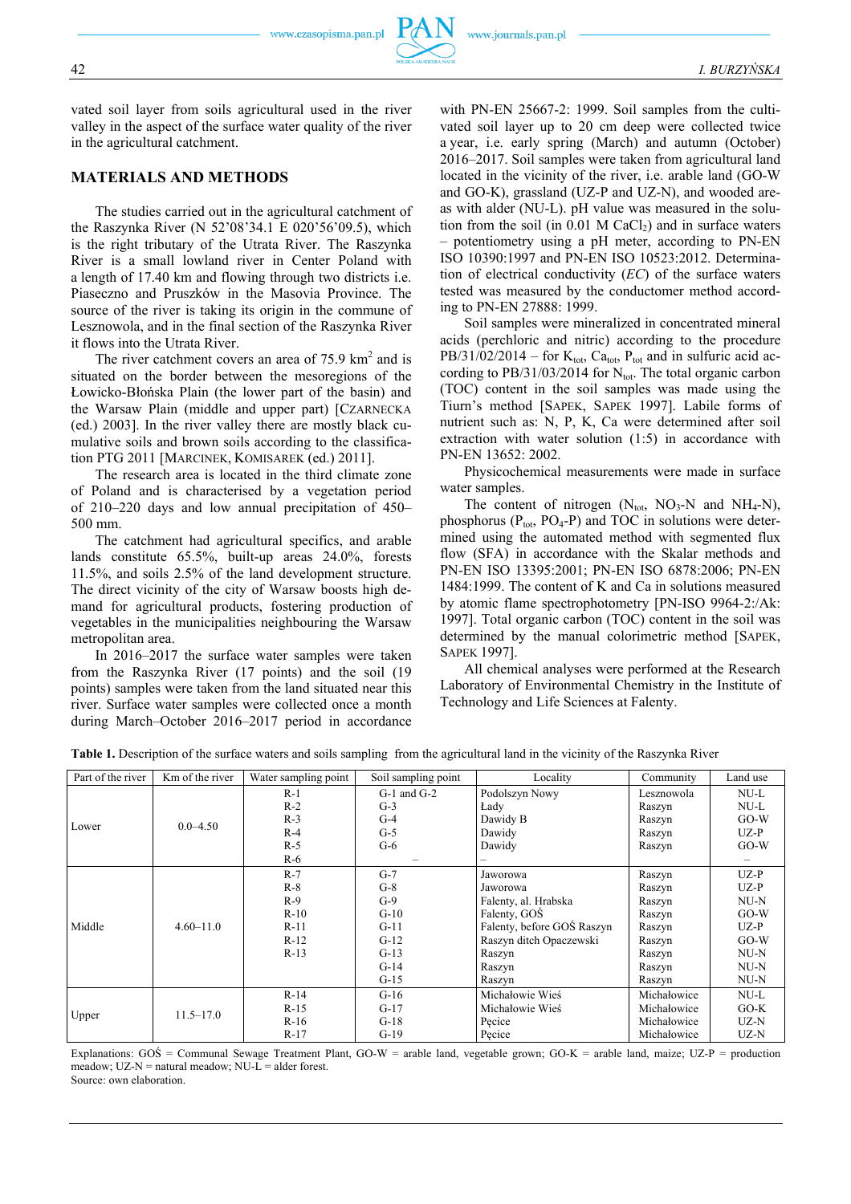vated soil layer from soils agricultural used in the river valley in the aspect of the surface water quality of the river in the agricultural catchment.

## MATERIALS AND METHODS

The studies carried out in the agricultural catchment of the Raszynka River (N 52°08'34.1 E 020°56'09.5), which is the right tributary of the Utrata River. The Raszynka River is a small lowland river in Center Poland with a length of 17.40 km and flowing through two districts i.e. Piaseczno and Pruszków in the Masovia Province. The source of the river is taking its origin in the commune of Lesznowola, and in the final section of the Raszynka River it flows into the Utrata River.

The river catchment covers an area of 75.9 $km^2$ and is situated on the border between the mesoregions of the Łowicko-Błońska Plain (the lower part of the basin) and the Warsaw Plain (middle and upper part) [CZARNECKA (ed.) 2003]. In the river valley there are mostly black cumulative soils and brown soils according to the classification PTG 2011 [MARCINEK, KOMISAREK (ed.) 2011].

The research area is located in the third climate zone of Poland and is characterised by a vegetation period of 210–220 days and low annual precipitation of 450–500 mm.

The catchment had agricultural specifics, and arable lands constitute 65.5%, built-up areas 24.0%, forests 11.5%, and soils 2.5% of the land development structure. The direct vicinity of the city of Warsaw boosts high demand for agricultural products, fostering production of vegetables in the municipalities neighbouring the Warsaw metropolitan area.

In 2016–2017 the surface water samples were taken from the Raszynka River (17 points) and the soil (19 points) samples were taken from the land situated near this river. Surface water samples were collected once a month during March–October 2016–2017 period in accordance with PN-EN 25667-2: 1999. Soil samples from the cultivated soil layer up to 20 cm deep were collected twice a year, i.e. early spring (March) and autumn (October) 2016–2017. Soil samples were taken from agricultural land located in the vicinity of the river, i.e. arable land (GO-W and GO-K), grassland (UZ-P and UZ-N), and wooded areas with alder (NU-L). pH value was measured in the solution from the soil (in 0.01 M $CaCl_2$) and in surface waters – potentiometry using a pH meter, according to PN-EN ISO 10390:1997 and PN-EN ISO 10523:2012. Determination of electrical conductivity (*EC*) of the surface waters tested was measured by the conductomer method according to PN-EN 27888: 1999.

Soil samples were mineralized in concentrated mineral acids (perchloric and nitric) according to the procedure PB/31/02/2014 – for $K_{tot}$, $Ca_{tot}$, $P_{tot}$ and in sulfuric acid according to PB/31/03/2014 for $N_{tot}$. The total organic carbon (TOC) content in the soil samples was made using the Tiurn's method [SAPEK, SAPEK 1997]. Labile forms of nutrient such as: N, P, K, Ca were determined after soil extraction with water solution (1:5) in accordance with PN-EN 13652: 2002.

Physicochemical measurements were made in surface water samples.

The content of nitrogen ($N_{tot}$, $NO_3$-N and $NH_4$-N), phosphorus ($P_{tot}$, $PO_4$-P) and TOC in solutions were determined using the automated method with segmented flux flow (SFA) in accordance with the Skalar methods and PN-EN ISO 13395:2001; PN-EN ISO 6878:2006; PN-EN 1484:1999. The content of K and Ca in solutions measured by atomic flame spectrophotometry [PN-ISO 9964-2:/Ak: 1997]. Total organic carbon (TOC) content in the soil was determined by the manual colorimetric method [SAPEK, SAPEK 1997].

All chemical analyses were performed at the Research Laboratory of Environmental Chemistry in the Institute of Technology and Life Sciences at Falenty.

**Table 1.** Description of the surface waters and soils sampling from the agricultural land in the vicinity of the Raszynka River

| Part of the river | Km of the river | Water sampling point | Soil sampling point | Locality | Community | Land use |
|---|---|---|---|---|---|---|
| Lower | 0.0–4.50 | R-1 | G-1 and G-2 | Podolszyn Nowy | Lesznowola | NU-L |
| | | R-2 | G-3 | Łady | Raszyn | NU-L |
| | | R-3 | G-4 | Dawidy B | Raszyn | GO-W |
| | | R-4 | G-5 | Dawidy | Raszyn | UZ-P |
| | | R-5 | G-6 | Dawidy | Raszyn | GO-W |
| | | R-6 | – | – | | – |
| Middle | 4.60–11.0 | R-7 | G-7 | Jaworowa | Raszyn | UZ-P |
| | | R-8 | G-8 | Jaworowa | Raszyn | UZ-P |
| | | R-9 | G-9 | Falenty, al. Hrabska | Raszyn | NU-N |
| | | R-10 | G-10 | Falenty, GOŚ | Raszyn | GO-W |
| | | R-11 | G-11 | Falenty, before GOŚ Raszyn | Raszyn | UZ-P |
| | | R-12 | G-12 | Raszyn ditch Opaczewski | Raszyn | GO-W |
| | | R-13 | G-13 | Raszyn | Raszyn | NU-N |
| | | | G-14 | Raszyn | Raszyn | NU-N |
| | | | G-15 | Raszyn | Raszyn | NU-N |
| Upper | 11.5–17.0 | R-14 | G-16 | Michałowie Wieś | Michałowice | NU-L |
| | | R-15 | G-17 | Michałowie Wieś | Michałowice | GO-K |
| | | R-16 | G-18 | Pęcice | Michałowice | UZ-N |
| | | R-17 | G-19 | Pęcice | Michałowice | UZ-N |

Explanations: GOŚ = Communal Sewage Treatment Plant, GO-W = arable land, vegetable grown; GO-K = arable land, maize; UZ-P = production meadow; UZ-N = natural meadow; NU-L = alder forest.
Source: own elaboration.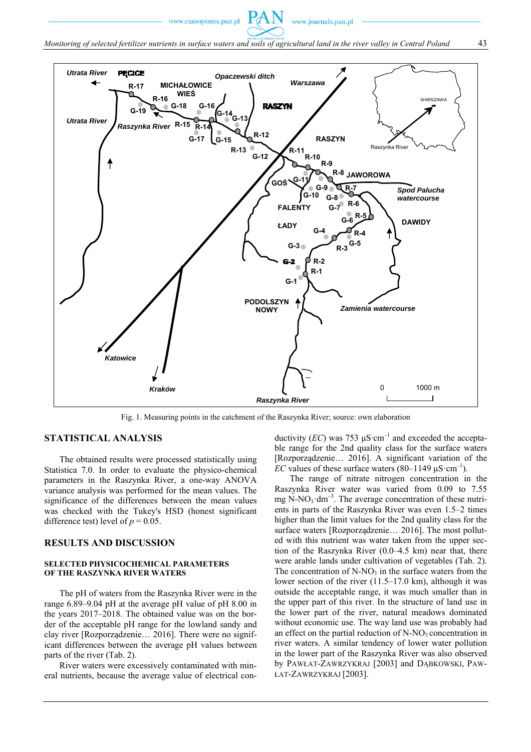Fig. 1. Measuring points in the catchment of the Raszynka River; source: own elaboration

## STATISTICAL ANALYSIS

The obtained results were processed statistically using Statistica 7.0. In order to evaluate the physico-chemical parameters in the Raszynka River, a one-way ANOVA variance analysis was performed for the mean values. The significance of the differences between the mean values was checked with the Tukey's HSD (honest significant difference test) level of $p = 0.05$.

## RESULTS AND DISCUSSION

### SELECTED PHYSICOCHEMICAL PARAMETERS OF THE RASZYNKA RIVER WATERS

The pH of waters from the Raszynka River were in the range 6.89–9.04 pH at the average pH value of pH 8.00 in the years 2017–2018. The obtained value was on the border of the acceptable pH range for the lowland sandy and clay river [Rozporządzenie… 2016]. There were no significant differences between the average pH values between parts of the river (Tab. 2).

River waters were excessively contaminated with mineral nutrients, because the average value of electrical conductivity (*EC*) was 753 $\mu S \cdot cm^{-1}$ and exceeded the acceptable range for the 2nd quality class for the surface waters [Rozporządzenie… 2016]. A significant variation of the *EC* values of these surface waters (80–1149 $\mu S \cdot cm^{-1}$).

The range of nitrate nitrogen concentration in the Raszynka River water was varied from 0.09 to 7.55 mg $N\text{-}NO_3 \cdot dm^{-3}$. The average concentration of these nutrients in parts of the Raszynka River was even 1.5–2 times higher than the limit values for the 2nd quality class for the surface waters [Rozporządzenie… 2016]. The most polluted with this nutrient was water taken from the upper section of the Raszynka River (0.0–4.5 km) near that, there were arable lands under cultivation of vegetables (Tab. 2). The concentration of $N\text{-}NO_3$ in the surface waters from the lower section of the river (11.5–17.0 km), although it was outside the acceptable range, it was much smaller than in the upper part of this river. In the structure of land use in the lower part of the river, natural meadows dominated without economic use. The way land use was probably had an effect on the partial reduction of $N\text{-}NO_3$ concentration in river waters. A similar tendency of lower water pollution in the lower part of the Raszynka River was also observed by PAWŁAT-ZAWRZYKRAJ [2003] and DĄBKOWSKI, PAWŁAT-ZAWRZYKRAJ [2003].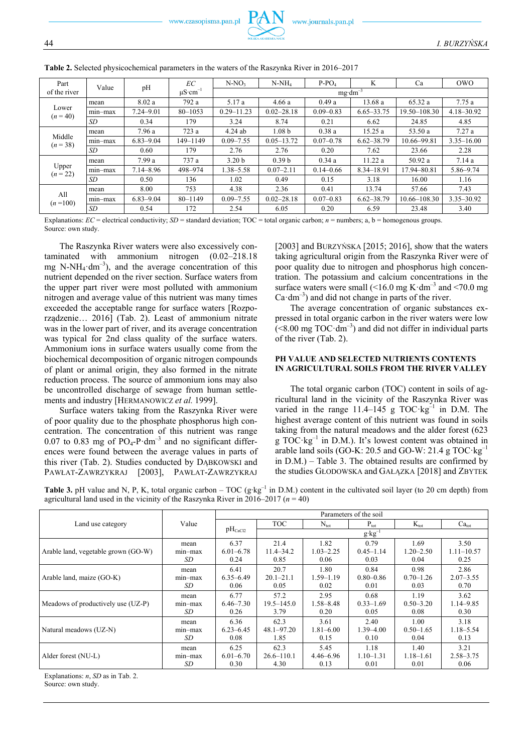**Table 2.** Selected physicochemical parameters in the waters of the Raszynka River in 2016–2017

| Part of the river | Value | pH | *EC* µS·cm$^{-1}$ | N-NO$_3$ | N-NH$_4$ | P-PO$_4$ | K | Ca | OWO |
|---|---|---|---|---|---|---|---|---|---|
| | | | | mg·dm$^{-3}$ | | | | | |
| Lower ($n$ = 40) | mean | 8.02 a | 792 a | 5.17 a | 4.66 a | 0.49 a | 13.68 a | 65.32 a | 7.75 a |
| | min–max | 7.24–9.01 | 80–1053 | 0.29–11.23 | 0.02–28.18 | 0.09–0.83 | 6.65–33.75 | 19.50–108.30 | 4.18–30.92 |
| | *SD* | 0.34 | 179 | 3.24 | 8.74 | 0.21 | 6.62 | 24.85 | 4.85 |
| Middle ($n$ = 38) | mean | 7.96 a | 723 a | 4.24 ab | 1.08 b | 0.38 a | 15.25 a | 53.50 a | 7.27 a |
| | min–max | 6.83–9.04 | 149–1149 | 0.09–7.55 | 0.05–13.72 | 0.07–0.78 | 6.62–38.79 | 10.66–99.81 | 3.35–16.00 |
| | *SD* | 0.60 | 179 | 2.76 | 2.76 | 0.20 | 7.62 | 23.66 | 2.28 |
| Upper ($n$ = 22) | mean | 7.99 a | 737 a | 3.20 b | 0.39 b | 0.34 a | 11.22 a | 50.92 a | 7.14 a |
| | min–max | 7.14–8.96 | 498–974 | 1.38–5.58 | 0.07–2.11 | 0.14–0.66 | 8.34–18.91 | 17.94–80.81 | 5.86–9.74 |
| | *SD* | 0.50 | 136 | 1.02 | 0.49 | 0.15 | 3.18 | 16.00 | 1.16 |
| All ($n$ =100) | mean | 8.00 | 753 | 4.38 | 2.36 | 0.41 | 13.74 | 57.66 | 7.43 |
| | min–max | 6.83–9.04 | 80–1149 | 0.09–7.55 | 0.02–28.18 | 0.07–0.83 | 6.62–38.79 | 10.66–108.30 | 3.35–30.92 |
| | *SD* | 0.54 | 172 | 2.54 | 6.05 | 0.20 | 6.59 | 23.48 | 3.40 |

Explanations: *EC* = electrical conductivity; *SD* = standard deviation; TOC = total organic carbon; *n* = numbers; a, b = homogenous groups.
Source: own study.

The Raszynka River waters were also excessively contaminated with ammonium nitrogen (0.02–218.18 mg N-NH$_4$·dm$^{-3}$), and the average concentration of this nutrient depended on the river section. Surface waters from the upper part river were most polluted with ammonium nitrogen and average value of this nutrient was many times exceeded the acceptable range for surface waters [Rozporządzenie… 2016] (Tab. 2). Least of ammonium nitrate was in the lower part of river, and its average concentration was typical for 2nd class quality of the surface waters. Ammonium ions in surface waters usually come from the biochemical decomposition of organic nitrogen compounds of plant or animal origin, they also formed in the nitrate reduction process. The source of ammonium ions may also be uncontrolled discharge of sewage from human settlements and industry [HERMANOWICZ *et al.* 1999].

Surface waters taking from the Raszynka River were of poor quality due to the phosphate phosphorus high concentration. The concentration of this nutrient was range 0.07 to 0.83 mg of PO$_4$-P·dm$^{-3}$ and no significant differences were found between the average values in parts of this river (Tab. 2). Studies conducted by DĄBKOWSKI and PAWŁAT-ZAWRZYKRAJ [2003], PAWŁAT-ZAWRZYKRAJ [2003] and BURZYŃSKA [2015; 2016], show that the waters taking agricultural origin from the Raszynka River were of poor quality due to nitrogen and phosphorus high concentration. The potassium and calcium concentrations in the surface waters were small (<16.0 mg K·dm$^{-3}$ and <70.0 mg Ca·dm$^{-3}$) and did not change in parts of the river.

The average concentration of organic substances expressed in total organic carbon in the river waters were low (<8.00 mg TOC·dm$^{-3}$) and did not differ in individual parts of the river (Tab. 2).

## PH VALUE AND SELECTED NUTRIENTS CONTENTS IN AGRICULTURAL SOILS FROM THE RIVER VALLEY

The total organic carbon (TOC) content in soils of agricultural land in the vicinity of the Raszynka River was varied in the range 11.4–145 g TOC·kg$^{-1}$ in D.M. The highest average content of this nutrient was found in soils taking from the natural meadows and the alder forest (623 g TOC·kg$^{-1}$ in D.M.). It's lowest content was obtained in arable land soils (GO-K: 20.5 and GO-W: 21.4 g TOC·kg$^{-1}$ in D.M.) – Table 3. The obtained results are confirmed by the studies GŁODOWSKA and GAŁĄZKA [2018] and ZBYTEK

**Table 3.** pH value and N, P, K, total organic carbon – TOC (g·kg$^{-1}$ in D.M.) content in the cultivated soil layer (to 20 cm depth) from agricultural land used in the vicinity of the Raszynka River in 2016–2017 ($n$ = 40)

| Land use category | Value | Parameters of the soil | | | | | |
|---|---|---|---|---|---|---|---|
| | | pH$_{CaCl2}$ | TOC | N$_{tot}$ | P$_{tot}$ | K$_{tot}$ | Ca$_{tot}$ |
| | | | g·kg$^{-1}$ | | | | |
| Arable land, vegetable grown (GO-W) | mean | 6.37 | 21.4 | 1.82 | 0.79 | 1.69 | 3.50 |
| | min–max | 6.01–6.78 | 11.4–34.2 | 1.03–2.25 | 0.45–1.14 | 1.20–2.50 | 1.11–10.57 |
| | *SD* | 0.24 | 0.85 | 0.06 | 0.03 | 0.04 | 0.25 |
| Arable land, maize (GO-K) | mean | 6.41 | 20.7 | 1.80 | 0.84 | 0.98 | 2.86 |
| | min–max | 6.35–6.49 | 20.1–21.1 | 1.59–1.19 | 0.80–0.86 | 0.70–1.26 | 2.07–3.55 |
| | *SD* | 0.06 | 0.05 | 0.02 | 0.01 | 0.03 | 0.70 |
| Meadows of productively use (UZ-P) | mean | 6.77 | 57.2 | 2.95 | 0.68 | 1.19 | 3.62 |
| | min–max | 6.46–7.30 | 19.5–145.0 | 1.58–8.48 | 0.33–1.69 | 0.50–3.20 | 1.14–9.85 |
| | *SD* | 0.26 | 3.79 | 0.20 | 0.05 | 0.08 | 0.30 |
| Natural meadows (UZ-N) | mean | 6.36 | 62.3 | 3.61 | 2.40 | 1.00 | 3.18 |
| | min–max | 6.23–6.45 | 48.1–97.20 | 1.81–6.00 | 1.39–4.00 | 0.50–1.65 | 1.18–5.54 |
| | *SD* | 0.08 | 1.85 | 0.15 | 0.10 | 0.04 | 0.13 |
| Alder forest (NU-L) | mean | 6.25 | 62.3 | 5.45 | 1.18 | 1.40 | 3.21 |
| | min–max | 6.01–6.70 | 26.6–110.1 | 4.46–6.96 | 1.10–1.31 | 1.18–1.61 | 2.58–3.75 |
| | *SD* | 0.30 | 4.30 | 0.13 | 0.01 | 0.01 | 0.06 |

Explanations: *n*, *SD* as in Tab. 2.
Source: own study.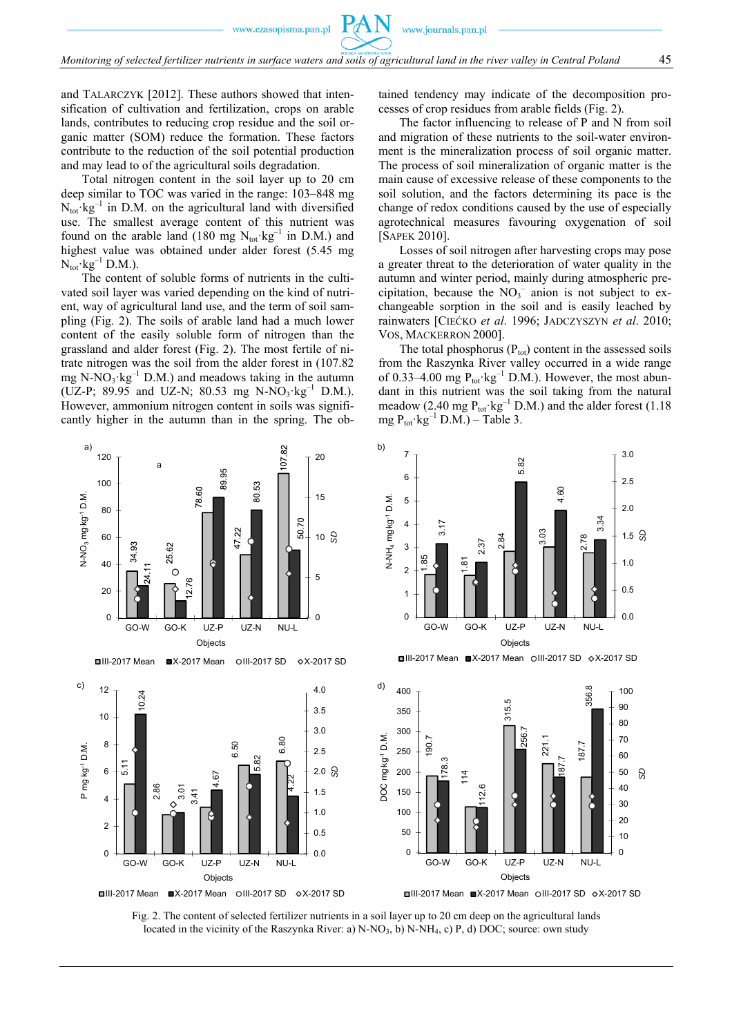and TALARCZYK [2012]. These authors showed that intensification of cultivation and fertilization, crops on arable lands, contributes to reducing crop residue and the soil organic matter (SOM) reduce the formation. These factors contribute to the reduction of the soil potential production and may lead to of the agricultural soils degradation.

Total nitrogen content in the soil layer up to 20 cm deep similar to TOC was varied in the range: 103–848 mg $N_{tot}\cdot kg^{-1}$ in D.M. on the agricultural land with diversified use. The smallest average content of this nutrient was found on the arable land (180 mg $N_{tot}\cdot kg^{-1}$ in D.M.) and highest value was obtained under alder forest (5.45 mg $N_{tot}\cdot kg^{-1}$ D.M.).

The content of soluble forms of nutrients in the cultivated soil layer was varied depending on the kind of nutrient, way of agricultural land use, and the term of soil sampling (Fig. 2). The soils of arable land had a much lower content of the easily soluble form of nitrogen than the grassland and alder forest (Fig. 2). The most fertile of nitrate nitrogen was the soil from the alder forest in (107.82 mg $N\text{-}NO_3\cdot kg^{-1}$ D.M.) and meadows taking in the autumn (UZ-P; 89.95 and UZ-N; 80.53 mg $N\text{-}NO_3\cdot kg^{-1}$ D.M.). However, ammonium nitrogen content in soils was significantly higher in the autumn than in the spring. The obtained tendency may indicate of the decomposition processes of crop residues from arable fields (Fig. 2).

The factor influencing to release of P and N from soil and migration of these nutrients to the soil-water environment is the mineralization process of soil organic matter. The process of soil mineralization of organic matter is the main cause of excessive release of these components to the soil solution, and the factors determining its pace is the change of redox conditions caused by the use of especially agrotechnical measures favouring oxygenation of soil [SAPEK 2010].

Losses of soil nitrogen after harvesting crops may pose a greater threat to the deterioration of water quality in the autumn and winter period, mainly during atmospheric precipitation, because the $NO_3^-$ anion is not subject to exchangeable sorption in the soil and is easily leached by rainwaters [CIEĆKO *et al.* 1996; JADCZYSZYN *et al.* 2010; VOS, MACKERRON 2000].

The total phosphorus ($P_{tot}$) content in the assessed soils from the Raszynka River valley occurred in a wide range of 0.33–4.00 mg $P_{tot}\cdot kg^{-1}$ D.M.). However, the most abundant in this nutrient was the soil taking from the natural meadow (2.40 mg $P_{tot}\cdot kg^{-1}$ D.M.) and the alder forest (1.18 mg $P_{tot}\cdot kg^{-1}$ D.M.) – Table 3.

Fig. 2. The content of selected fertilizer nutrients in a soil layer up to 20 cm deep on the agricultural lands located in the vicinity of the Raszynka River: a) $N\text{-}NO_3$, b) $N\text{-}NH_4$, c) P, d) DOC; source: own study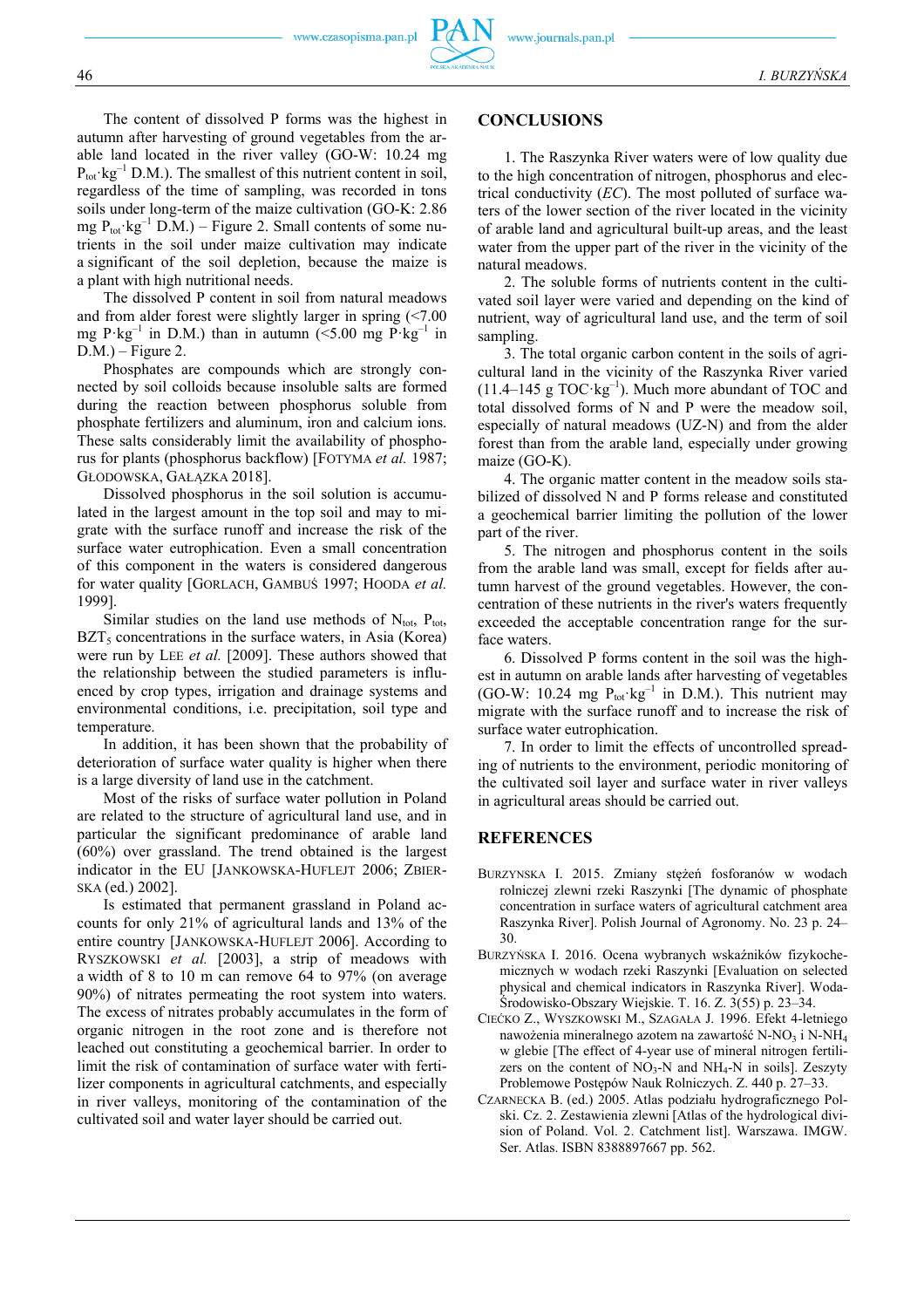The content of dissolved P forms was the highest in autumn after harvesting of ground vegetables from the arable land located in the river valley (GO-W: 10.24 mg $P_{tot}·kg^{-1}$ D.M.). The smallest of this nutrient content in soil, regardless of the time of sampling, was recorded in tons soils under long-term of the maize cultivation (GO-K: 2.86 mg $P_{tot}·kg^{-1}$ D.M.) – Figure 2. Small contents of some nutrients in the soil under maize cultivation may indicate a significant of the soil depletion, because the maize is a plant with high nutritional needs.

The dissolved P content in soil from natural meadows and from alder forest were slightly larger in spring (<7.00 mg $P·kg^{-1}$ in D.M.) than in autumn (<5.00 mg $P·kg^{-1}$ in D.M.) – Figure 2.

Phosphates are compounds which are strongly connected by soil colloids because insoluble salts are formed during the reaction between phosphorus soluble from phosphate fertilizers and aluminum, iron and calcium ions. These salts considerably limit the availability of phosphorus for plants (phosphorus backflow) [FOTYMA *et al.* 1987; GŁODOWSKA, GAŁĄZKA 2018].

Dissolved phosphorus in the soil solution is accumulated in the largest amount in the top soil and may to migrate with the surface runoff and increase the risk of the surface water eutrophication. Even a small concentration of this component in the waters is considered dangerous for water quality [GORLACH, GAMBUŚ 1997; HOODA *et al.* 1999].

Similar studies on the land use methods of $N_{tot}$, $P_{tot}$, $BZT_5$ concentrations in the surface waters, in Asia (Korea) were run by LEE *et al.* [2009]. These authors showed that the relationship between the studied parameters is influenced by crop types, irrigation and drainage systems and environmental conditions, i.e. precipitation, soil type and temperature.

In addition, it has been shown that the probability of deterioration of surface water quality is higher when there is a large diversity of land use in the catchment.

Most of the risks of surface water pollution in Poland are related to the structure of agricultural land use, and in particular the significant predominance of arable land (60%) over grassland. The trend obtained is the largest indicator in the EU [JANKOWSKA-HUFLEJT 2006; ZBIERSKA (ed.) 2002].

Is estimated that permanent grassland in Poland accounts for only 21% of agricultural lands and 13% of the entire country [JANKOWSKA-HUFLEJT 2006]. According to RYSZKOWSKI *et al.* [2003], a strip of meadows with a width of 8 to 10 m can remove 64 to 97% (on average 90%) of nitrates permeating the root system into waters. The excess of nitrates probably accumulates in the form of organic nitrogen in the root zone and is therefore not leached out constituting a geochemical barrier. In order to limit the risk of contamination of surface water with fertilizer components in agricultural catchments, and especially in river valleys, monitoring of the contamination of the cultivated soil and water layer should be carried out.

## CONCLUSIONS

1. The Raszynka River waters were of low quality due to the high concentration of nitrogen, phosphorus and electrical conductivity (*EC*). The most polluted of surface waters of the lower section of the river located in the vicinity of arable land and agricultural built-up areas, and the least water from the upper part of the river in the vicinity of the natural meadows.

2. The soluble forms of nutrients content in the cultivated soil layer were varied and depending on the kind of nutrient, way of agricultural land use, and the term of soil sampling.

3. The total organic carbon content in the soils of agricultural land in the vicinity of the Raszynka River varied (11.4–145 g $TOC·kg^{-1}$). Much more abundant of TOC and total dissolved forms of N and P were the meadow soil, especially of natural meadows (UZ-N) and from the alder forest than from the arable land, especially under growing maize (GO-K).

4. The organic matter content in the meadow soils stabilized of dissolved N and P forms release and constituted a geochemical barrier limiting the pollution of the lower part of the river.

5. The nitrogen and phosphorus content in the soils from the arable land was small, except for fields after autumn harvest of the ground vegetables. However, the concentration of these nutrients in the river's waters frequently exceeded the acceptable concentration range for the surface waters.

6. Dissolved P forms content in the soil was the highest in autumn on arable lands after harvesting of vegetables (GO-W: 10.24 mg $P_{tot}·kg^{-1}$ in D.M.). This nutrient may migrate with the surface runoff and to increase the risk of surface water eutrophication.

7. In order to limit the effects of uncontrolled spreading of nutrients to the environment, periodic monitoring of the cultivated soil layer and surface water in river valleys in agricultural areas should be carried out.

## REFERENCES

BURZYNSKA I. 2015. Zmiany stężeń fosforanów w wodach rolniczej zlewni rzeki Raszynki [The dynamic of phosphate concentration in surface waters of agricultural catchment area Raszynka River]. Polish Journal of Agronomy. No. 23 p. 24–30.

BURZYŃSKA I. 2016. Ocena wybranych wskaźników fizykochemicznych w wodach rzeki Raszynki [Evaluation on selected physical and chemical indicators in Raszynka River]. Woda-Środowisko-Obszary Wiejskie. T. 16. Z. 3(55) p. 23–34.

CIEĆKO Z., WYSZKOWSKI M., SZAGAŁA J. 1996. Efekt 4-letniego nawożenia mineralnego azotem na zawartość $N\text{-}NO_3$ i $N\text{-}NH_4$ w glebie [The effect of 4-year use of mineral nitrogen fertilizers on the content of $NO_3$-N and $NH_4$-N in soils]. Zeszyty Problemowe Postępów Nauk Rolniczych. Z. 440 p. 27–33.

CZARNECKA B. (ed.) 2005. Atlas podziału hydrograficznego Polski. Cz. 2. Zestawienia zlewni [Atlas of the hydrological division of Poland. Vol. 2. Catchment list]. Warszawa. IMGW. Ser. Atlas. ISBN 8388897667 pp. 562.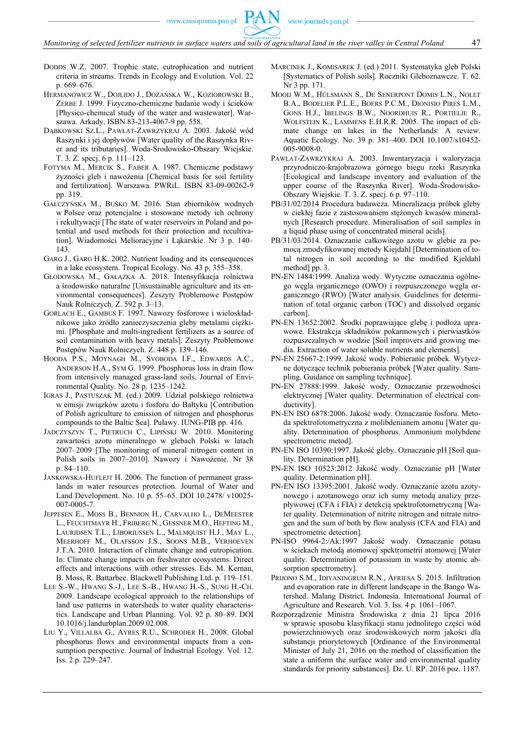DODDS W.Z. 2007. Trophic state, eutrophication and nutrient criteria in streams. Trends in Ecology and Evolution. Vol. 22 p. 669–676.

HERMANOWICZ W., DOJLIDO J., DOŻAŃSKA W., KOZIOROWSKI B., ZERBE J. 1999. Fizyczno-chemiczne badanie wody i ścieków [Physico-chemical study of the water and wastewater]. Warszawa. Arkady. ISBN 83-213-4067-9 pp. 558.

DĄBKOWSKI SZ.L., PAWŁAT-ZAWRZYKRAJ A. 2003. Jakość wód Raszynki i jej dopływów [Water quality of the Raszynka River and its tributaries]. Woda-Środowisko-Obszary Wiejskie. T. 3. Z. specj. 6 p. 111–123.

FOTYMA M., MERCIK S., FABER A. 1987. Chemiczne podstawy żyzności gleb i nawożenia [Chemical basis for soil fertility and fertilization]. Warszawa. PWRiL. ISBN 83-09-00262-9 pp. 319.

GAŁCZYŃSKA M., BUŚKO M. 2016. Stan zbiorników wodnych w Polsce oraz potencjalne i stosowane metody ich ochrony i rekultywacji [The state of water reservoirs in Poland and potential and used methods fot their protection and recultivation]. Wiadomości Melioracyjne i Łąkarskie. Nr 3 p. 140–143.

GARG J., GARG H.K. 2002. Nutrient loading and its consequences in a lake ecosystem. Tropical Ecology. No. 43 p. 355–358.

GŁODOWSKA M., GAŁĄZKA A. 2018. Intensyfikacja rolnictwa a środowisko naturalne [Unsustainable agriculture and its environmental consequences]. Zeszyty Problemowe Postępów Nauk Rolniczych. Z. 592 p. 3–13.

GORLACH E., GAMBUŚ F. 1997. Nawozy fosforowe i wieloskładnikowe jako źródło zanieczyszczenia gleby metalami ciężkimi. [Phosphate and multi-ingredient fertilizers as a source of soil contamination with heavy metals]. Zeszyty Problemowe Postępów Nauk Rolniczych. Z. 448 p. 139–146.

HOODA P.S., MOYNAGH M., SVOBODA I.F., EDWARDS A.C., ANDERSON H.A., SYM G. 1999. Phosphorus loss in drain flow from intensively managed grass-land soils. Journal of Environmental Quality. No. 28 p. 1235–1242.

IGRAS J., PASTUSZAK M. (ed.) 2009. Udział polskiego rolnictwa w emisji związków azotu i fosforu do Bałtyku [Contribution of Polish agriculture to emission of nitrogen and phosphorus compounds to the Baltic Sea]. Puławy. IUNG-PIB pp. 416.

JADCZYSZYN T., PIETRUCH C., LIPIŃSKI W. 2010. Monitoring zawartości azotu mineralnego w glebach Polski w latach 2007–2009 [The monitoring of mineral nitrogen content in Polish soils in 2007–2010]. Nawozy i Nawożenie. Nr 38 p. 84–110.

JANKOWSKA-HUFLEJT H. 2006. The function of permanent grasslands in water resources protection. Journal of Water and Land Development. No. 10 p. 55–65. DOI 10.2478/ v10025-007-0005-7.

JEPPESEN E., MOSS B., BENNION H., CARVALHO L., DEMEESTER L., FEUCHTMAYR H., FRIBERG N., GESSNER M.O., HEFTING M., LAURIDSEN T.L., LIBORIUSSEN L., MALMQUIST H.J., MAY L., MEERHOFF M., OLAFSSON J.S., SOONS M.B., VERHOEVEN J.T.A. 2010. Interaction of climate change and eutrophication. In: Climate change impacts on freshwater ecosystems: Direct effects and interactions with other stresses. Eds. M. Kernan, B. Moss, R. Battarbee. Blackwell Publishing Ltd. p. 119–151.

LEE S.-W., HWANG S.-J., LEE S.-B., HWANG H.-S., SUNG H.-CH. 2009. Landscape ecological approach to the relationships of land use patterns in watersheds to water quality characteristics. Landscape and Urban Planning. Vol. 92 p. 80–89. DOI 10.1016/j.landurbplan.2009.02.008.

LIU Y., VILLALBA G., AYRES R.U., SCHRODER H., 2008. Global phosphorus flows and environmental impacts from a consumption perspective. Journal of Industrial Ecology. Vol. 12. Iss. 2 p. 229–247.

MARCINEK J., KOMISAREK J. (ed.) 2011. Systematyka gleb Polski [Systematics of Polish soils]. Roczniki Gleboznawcze. T. 62. Nr 3 pp. 171.

MOOIJ W.M., HÜLSMANN S., DE SENERPONT DOMIS L.N., NOLET B.A., BODELIER P.L.E., BOERS P.C.M., DIONISIO PIRES L.M., GONS H.J., IBELINGS B.W., NOORDHUIS R., PORTIELJE R., WOLFSTEIN K., LAMMENS E.H.R.R. 2005. The impact of climate change on lakes in the Netherlands: A review. Aquatic Ecology. No. 39 p. 381–400. DOI 10.1007/s10452-005-9008-0.

PAWŁAT-ZAWRZYKRAJ A. 2003. Inwentaryzacja i waloryzacja przyrodniczo-krajobrazowa górnego biegu rzeki Raszynka [Ecological and landscape inventory and evaluation of the upper course of the Raszynka River]. Woda-Środowisko-Obszary Wiejskie. T. 3. Z. specj. 6 p. 97–110.

PB/31/02/2014 Procedura badawcza. Mineralizacja próbek gleby w ciekłej fazie z zastosowaniem stężonych kwasów mineralnych [Research procedure. Mineralisation of soil samples in a liquid phase using of concentrated mineral acids].

PB/31/03/2014. Oznaczanie całkowitego azotu w glebie za pomocą zmodyfikowanej metody Kiejdahl [Determination of total nitrogen in soil according to the modified Kjeldahl method] pp. 3.

PN-EN 1484:1999. Analiza wody. Wytyczne oznaczania ogólnego węgla organicznego (OWO) i rozpuszczonego węgla organicznego (RWO) [Water analysis. Guidelines for determination of total organic carbon (TOC) and dissolved organic carbon].

PN-EN 13652:2002. Środki poprawiające glebę i podłoża uprawowe. Ekstrakcja składników pokarmowych i pierwiastków rozpuszczalnych w wodzie [Soil improvers and growing media. Extraction of water soluble nutrients and elements].

PN-EN 25667-2:1999. Jakość wody. Pobieranie próbek. Wytyczne dotyczące technik pobierania próbek [Water quality. Sampling. Guidance on sampling technique].

PN-EN 27888:1999. Jakość wody. Oznaczanie przewodności elektrycznej [Water quality. Determination of electrical conductivity].

PN-EN ISO 6878:2006. Jakość wody. Oznaczanie fosforu. Metoda spektrofotometryczna z molibdenianem amonu [Water quality. Determination of phosphorus. Ammonium molybdene spectrometric metod].

PN-EN ISO 10390:1997. Jakość gleby. Oznaczanie pH [Soil quality. Determination pH].

PN-EN ISO 10523:2012 Jakość wody. Oznaczanie pH [Water quality. Determination pH].

PN-EN ISO 13395:2001. Jakość wody. Oznaczanie azotu azotynowego i azotanowego oraz ich sumy metodą analizy przepływowej (CFA i FIA) z detekcją spektrofotometryczną [Water quality. Determination of nitrite nitrogen and nitrate nitrogen and the sum of both by flow analysis (CFA and FIA) and spectrometric detection].

PN-ISO 9964-2:/Ak:1997 Jakość wody. Oznaczanie potasu w ściekach metodą atomowej spektrometrii atomowej [Water quality. Determination of potassium in waste by atomic absorption spectrometry].

PRIJONO S.M., IDIYANINGRUM R.N., AFRIESA S. 2015. Infiltration and evaporation rate in different landscape in the Bango Watershed. Malang District. Indonesia. International Journal of Agriculture and Research. Vol. 3. Iss. 4 p. 1061–1067.

Rozporządzenie Ministra Środowiska z dnia 21 lipca 2016 w sprawie sposobu klasyfikacji stanu jednolitego części wód powierzchniowych oraz środowiskowych norm jakości dla substancji priorytetowych [Ordinance of the Environmental Minister of July 21, 2016 on the method of classification the state a uniform the surface water and environmental quality standards for priority substances]. Dz. U. RP. 2016 poz. 1187.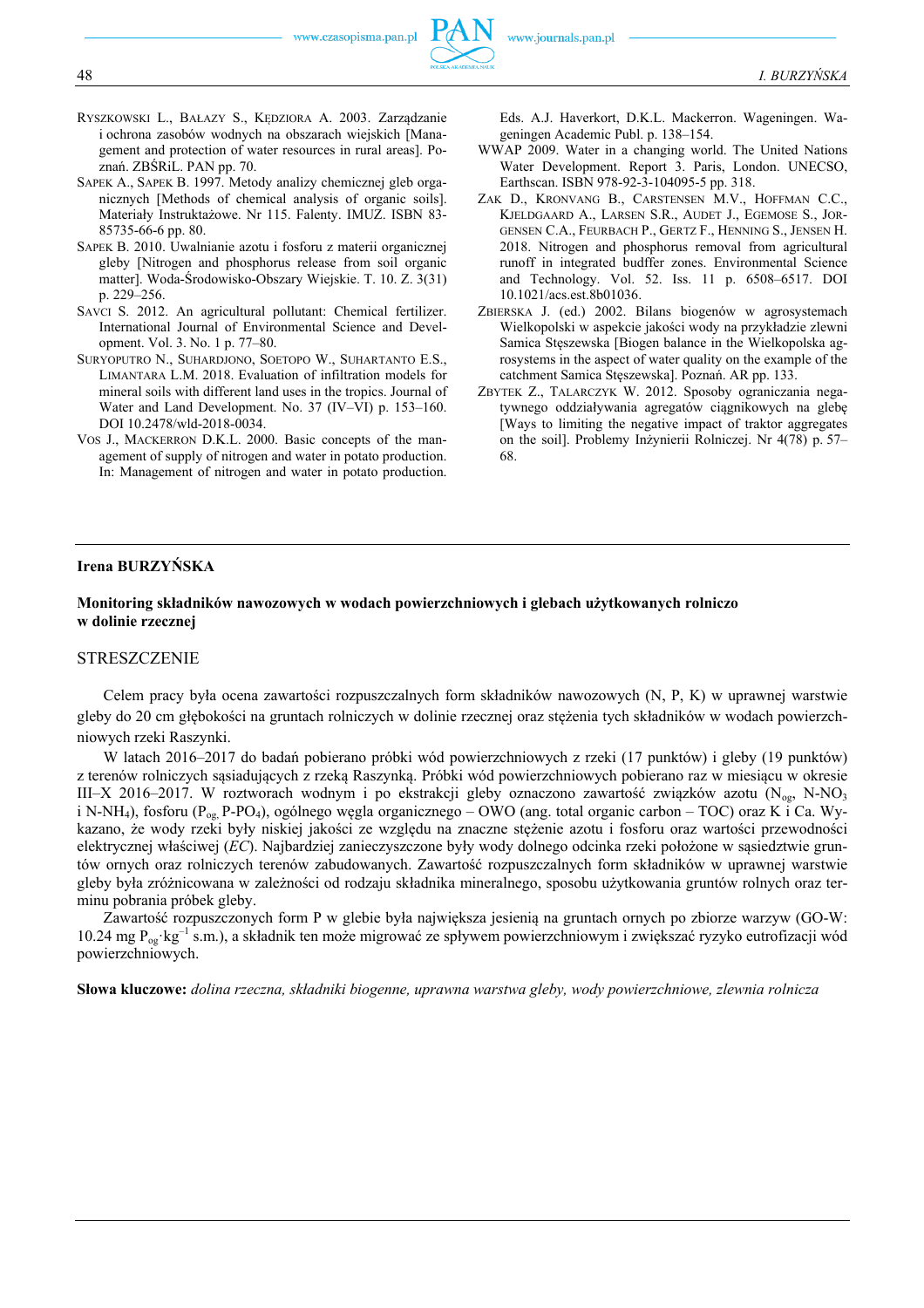RYSZKOWSKI L., BAŁAZY S., KĘDZIORA A. 2003. Zarządzanie i ochrona zasobów wodnych na obszarach wiejskich [Management and protection of water resources in rural areas]. Poznań. ZBŚRiL. PAN pp. 70.

SAPEK A., SAPEK B. 1997. Metody analizy chemicznej gleb organicznych [Methods of chemical analysis of organic soils]. Materiały Instruktażowe. Nr 115. Falenty. IMUZ. ISBN 83-85735-66-6 pp. 80.

SAPEK B. 2010. Uwalnianie azotu i fosforu z materii organicznej gleby [Nitrogen and phosphorus release from soil organic matter]. Woda-Środowisko-Obszary Wiejskie. T. 10. Z. 3(31) p. 229–256.

SAVCI S. 2012. An agricultural pollutant: Chemical fertilizer. International Journal of Environmental Science and Development. Vol. 3. No. 1 p. 77–80.

SURYOPUTRO N., SUHARDJONO, SOETOPO W., SUHARTANTO E.S., LIMANTARA L.M. 2018. Evaluation of infiltration models for mineral soils with different land uses in the tropics. Journal of Water and Land Development. No. 37 (IV–VI) p. 153–160. DOI 10.2478/wld-2018-0034.

VOS J., MACKERRON D.K.L. 2000. Basic concepts of the management of supply of nitrogen and water in potato production. In: Management of nitrogen and water in potato production. Eds. A.J. Haverkort, D.K.L. Mackerron. Wageningen. Wageningen Academic Publ. p. 138–154.

WWAP 2009. Water in a changing world. The United Nations Water Development. Report 3. Paris, London. UNECSO, Earthscan. ISBN 978-92-3-104095-5 pp. 318.

ZAK D., KRONVANG B., CARSTENSEN M.V., HOFFMAN C.C., KJELDGAARD A., LARSEN S.R., AUDET J., EGEMOSE S., JORGENSEN C.A., FEURBACH P., GERTZ F., HENNING S., JENSEN H. 2018. Nitrogen and phosphorus removal from agricultural runoff in integrated budffer zones. Environmental Science and Technology. Vol. 52. Iss. 11 p. 6508–6517. DOI 10.1021/acs.est.8b01036.

ZBIERSKA J. (ed.) 2002. Bilans biogenów w agrosystemach Wielkopolski w aspekcie jakości wody na przykładzie zlewni Samica Stęszewska [Biogen balance in the Wielkopolska agrosystems in the aspect of water quality on the example of the catchment Samica Stęszewska]. Poznań. AR pp. 133.

ZBYTEK Z., TALARCZYK W. 2012. Sposoby ograniczania negatywnego oddziaływania agregatów ciągnikowych na glebę [Ways to limiting the negative impact of traktor aggregates on the soil]. Problemy Inżynierii Rolniczej. Nr 4(78) p. 57–68.

---

**Irena BURZYŃSKA**

**Monitoring składników nawozowych w wodach powierzchniowych i glebach użytkowanych rolniczo w dolinie rzecznej**

## STRESZCZENIE

Celem pracy była ocena zawartości rozpuszczalnych form składników nawozowych (N, P, K) w uprawnej warstwie gleby do 20 cm głębokości na gruntach rolniczych w dolinie rzecznej oraz stężenia tych składników w wodach powierzchniowych rzeki Raszynki.

W latach 2016–2017 do badań pobierano próbki wód powierzchniowych z rzeki (17 punktów) i gleby (19 punktów) z terenów rolniczych sąsiadujących z rzeką Raszynką. Próbki wód powierzchniowych pobierano raz w miesiącu w okresie III–X 2016–2017. W roztworach wodnym i po ekstrakcji gleby oznaczono zawartość związków azotu ($N_{og}$, N-$NO_3$ i N-$NH_4$), fosforu ($P_{og}$, P-$PO_4$), ogólnego węgla organicznego – OWO (ang. total organic carbon – TOC) oraz K i Ca. Wykazano, że wody rzeki były niskiej jakości ze względu na znaczne stężenie azotu i fosforu oraz wartości przewodności elektrycznej właściwej (*EC*). Najbardziej zanieczyszczone były wody dolnego odcinka rzeki położone w sąsiedztwie gruntów ornych oraz rolniczych terenów zabudowanych. Zawartość rozpuszczalnych form składników w uprawnej warstwie gleby była zróżnicowana w zależności od rodzaju składnika mineralnego, sposobu użytkowania gruntów rolnych oraz terminu pobrania próbek gleby.

Zawartość rozpuszczonych form P w glebie była największa jesienią na gruntach ornych po zbiorze warzyw (GO-W: 10.24 mg $P_{og}\cdot kg^{-1}$ s.m.), a składnik ten może migrować ze spływem powierzchniowym i zwiększać ryzyko eutrofizacji wód powierzchniowych.

**Słowa kluczowe:** *dolina rzeczna, składniki biogenne, uprawna warstwa gleby, wody powierzchniowe, zlewnia rolnicza*